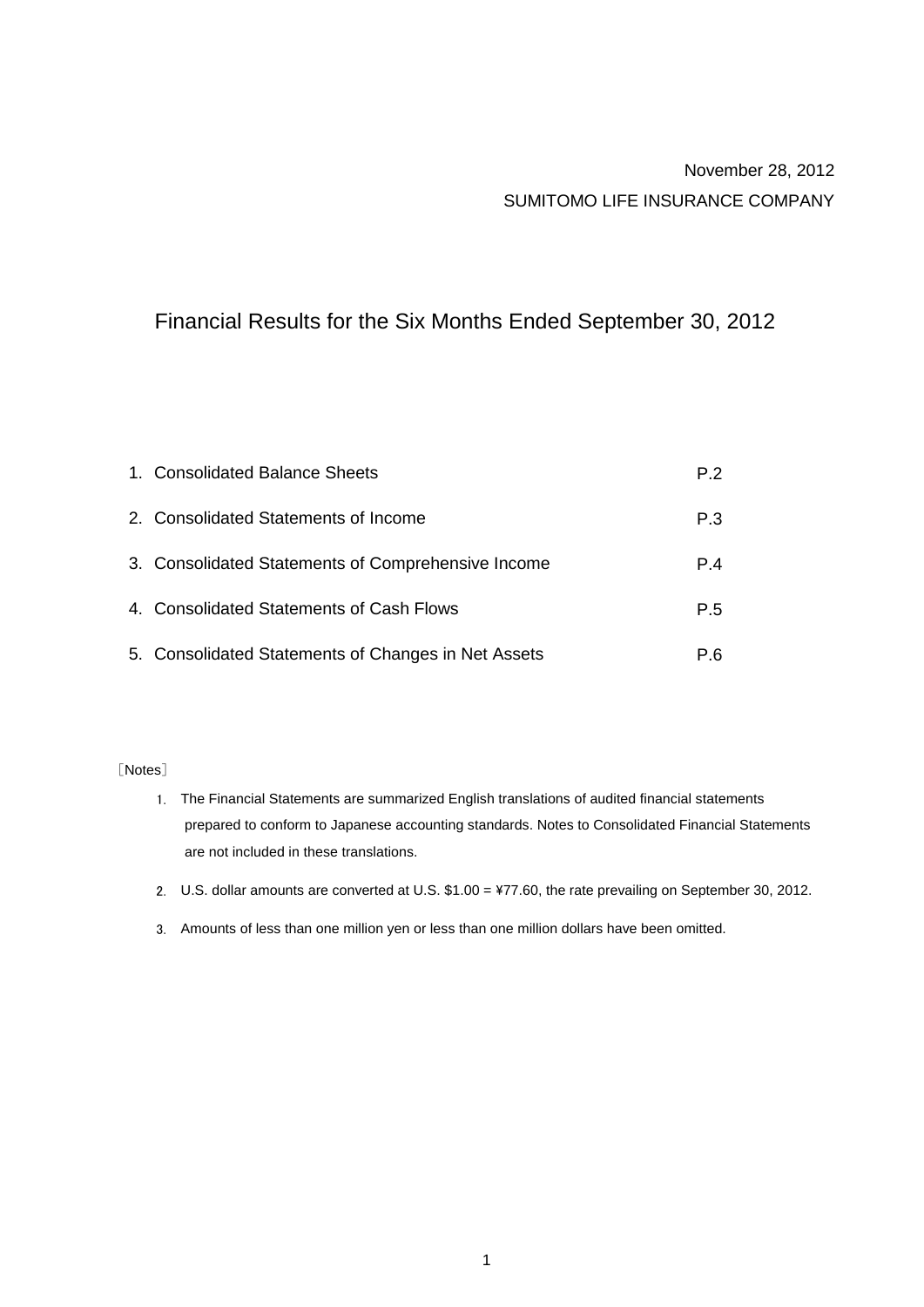November 28, 2012

SUMITOMO LIFE INSURANCE COMPANY

# Financial Results for the Six Months Ended September 30, 2012

| | |
|---|---|
| 1. Consolidated Balance Sheets | P.2 |
| 2. Consolidated Statements of Income | P.3 |
| 3. Consolidated Statements of Comprehensive Income | P.4 |
| 4. Consolidated Statements of Cash Flows | P.5 |
| 5. Consolidated Statements of Changes in Net Assets | P.6 |

〔Notes〕

1. The Financial Statements are summarized English translations of audited financial statements prepared to conform to Japanese accounting standards. Notes to Consolidated Financial Statements are not included in these translations.
2. U.S. dollar amounts are converted at U.S. $1.00 = ¥77.60, the rate prevailing on September 30, 2012.
3. Amounts of less than one million yen or less than one million dollars have been omitted.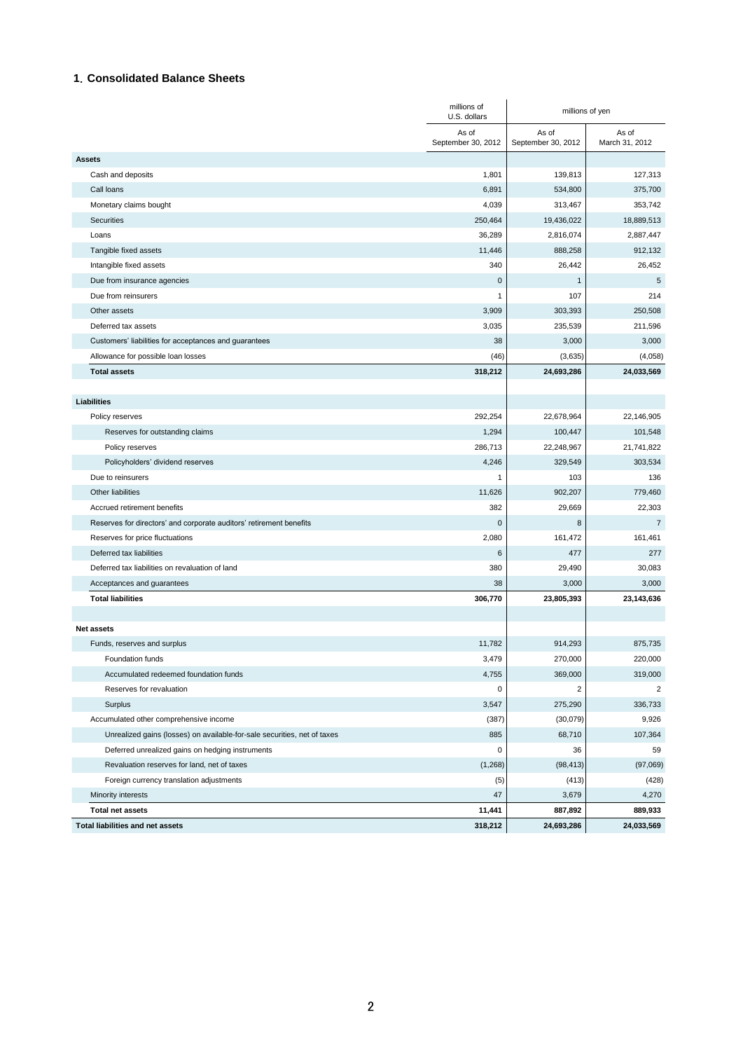## 1. Consolidated Balance Sheets

| | millions of U.S. dollars | millions of yen | |
|---|---|---|---|
| | As of September 30, 2012 | As of September 30, 2012 | As of March 31, 2012 |
| **Assets** | | | |
| Cash and deposits | 1,801 | 139,813 | 127,313 |
| Call loans | 6,891 | 534,800 | 375,700 |
| Monetary claims bought | 4,039 | 313,467 | 353,742 |
| Securities | 250,464 | 19,436,022 | 18,889,513 |
| Loans | 36,289 | 2,816,074 | 2,887,447 |
| Tangible fixed assets | 11,446 | 888,258 | 912,132 |
| Intangible fixed assets | 340 | 26,442 | 26,452 |
| Due from insurance agencies | 0 | 1 | 5 |
| Due from reinsurers | 1 | 107 | 214 |
| Other assets | 3,909 | 303,393 | 250,508 |
| Deferred tax assets | 3,035 | 235,539 | 211,596 |
| Customers' liabilities for acceptances and guarantees | 38 | 3,000 | 3,000 |
| Allowance for possible loan losses | (46) | (3,635) | (4,058) |
| **Total assets** | **318,212** | **24,693,286** | **24,033,569** |
| | | | |
| **Liabilities** | | | |
| Policy reserves | 292,254 | 22,678,964 | 22,146,905 |
| Reserves for outstanding claims | 1,294 | 100,447 | 101,548 |
| Policy reserves | 286,713 | 22,248,967 | 21,741,822 |
| Policyholders' dividend reserves | 4,246 | 329,549 | 303,534 |
| Due to reinsurers | 1 | 103 | 136 |
| Other liabilities | 11,626 | 902,207 | 779,460 |
| Accrued retirement benefits | 382 | 29,669 | 22,303 |
| Reserves for directors' and corporate auditors' retirement benefits | 0 | 8 | 7 |
| Reserves for price fluctuations | 2,080 | 161,472 | 161,461 |
| Deferred tax liabilities | 6 | 477 | 277 |
| Deferred tax liabilities on revaluation of land | 380 | 29,490 | 30,083 |
| Acceptances and guarantees | 38 | 3,000 | 3,000 |
| **Total liabilities** | **306,770** | **23,805,393** | **23,143,636** |
| | | | |
| **Net assets** | | | |
| Funds, reserves and surplus | 11,782 | 914,293 | 875,735 |
| Foundation funds | 3,479 | 270,000 | 220,000 |
| Accumulated redeemed foundation funds | 4,755 | 369,000 | 319,000 |
| Reserves for revaluation | 0 | 2 | 2 |
| Surplus | 3,547 | 275,290 | 336,733 |
| Accumulated other comprehensive income | (387) | (30,079) | 9,926 |
| Unrealized gains (losses) on available-for-sale securities, net of taxes | 885 | 68,710 | 107,364 |
| Deferred unrealized gains on hedging instruments | 0 | 36 | 59 |
| Revaluation reserves for land, net of taxes | (1,268) | (98,413) | (97,069) |
| Foreign currency translation adjustments | (5) | (413) | (428) |
| Minority interests | 47 | 3,679 | 4,270 |
| **Total net assets** | **11,441** | **887,892** | **889,933** |
| **Total liabilities and net assets** | **318,212** | **24,693,286** | **24,033,569** |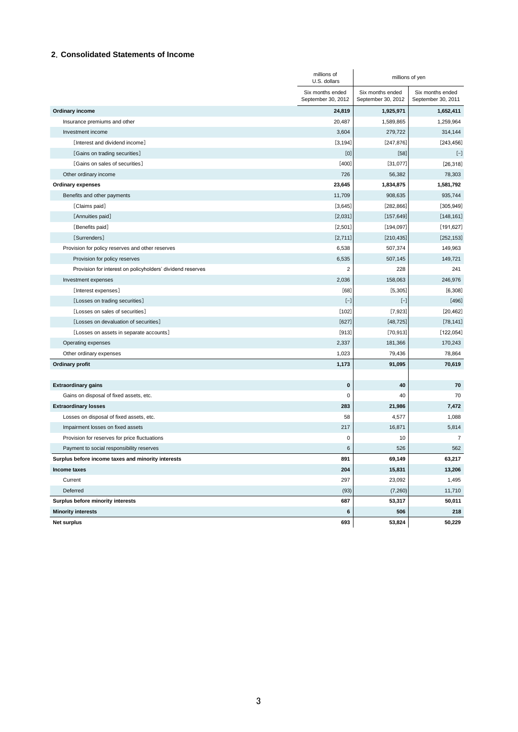## 2. Consolidated Statements of Income

| | millions of U.S. dollars | millions of yen | |
|---|---|---|---|
| | Six months ended September 30, 2012 | Six months ended September 30, 2012 | Six months ended September 30, 2011 |
| **Ordinary income** | **24,819** | **1,925,971** | **1,652,411** |
| Insurance premiums and other | 20,487 | 1,589,865 | 1,259,964 |
| Investment income | 3,604 | 279,722 | 314,144 |
| [Interest and dividend income] | [3,194] | [247,876] | [243,456] |
| [Gains on trading securities] | [0] | [58] | [–] |
| [Gains on sales of securities] | [400] | [31,077] | [26,318] |
| Other ordinary income | 726 | 56,382 | 78,303 |
| **Ordinary expenses** | **23,645** | **1,834,875** | **1,581,792** |
| Benefits and other payments | 11,709 | 908,635 | 935,744 |
| [Claims paid] | [3,645] | [282,866] | [305,949] |
| [Annuities paid] | [2,031] | [157,649] | [148,161] |
| [Benefits paid] | [2,501] | [194,097] | [191,627] |
| [Surrenders] | [2,711] | [210,435] | [252,153] |
| Provision for policy reserves and other reserves | 6,538 | 507,374 | 149,963 |
| Provision for policy reserves | 6,535 | 507,145 | 149,721 |
| Provision for interest on policyholders' dividend reserves | 2 | 228 | 241 |
| Investment expenses | 2,036 | 158,063 | 246,976 |
| [Interest expenses] | [68] | [5,305] | [6,308] |
| [Losses on trading securities] | [–] | [–] | [496] |
| [Losses on sales of securities] | [102] | [7,923] | [20,462] |
| [Losses on devaluation of securities] | [627] | [48,725] | [78,141] |
| [Losses on assets in separate accounts] | [913] | [70,913] | [122,054] |
| Operating expenses | 2,337 | 181,366 | 170,243 |
| Other ordinary expenses | 1,023 | 79,436 | 78,864 |
| **Ordinary profit** | **1,173** | **91,095** | **70,619** |
| | | | |
| **Extraordinary gains** | **0** | **40** | **70** |
| Gains on disposal of fixed assets, etc. | 0 | 40 | 70 |
| **Extraordinary losses** | **283** | **21,986** | **7,472** |
| Losses on disposal of fixed assets, etc. | 58 | 4,577 | 1,088 |
| Impairment losses on fixed assets | 217 | 16,871 | 5,814 |
| Provision for reserves for price fluctuations | 0 | 10 | 7 |
| Payment to social responsibility reserves | 6 | 526 | 562 |
| **Surplus before income taxes and minority interests** | **891** | **69,149** | **63,217** |
| **Income taxes** | **204** | **15,831** | **13,206** |
| Current | 297 | 23,092 | 1,495 |
| Deferred | (93) | (7,260) | 11,710 |
| **Surplus before minority interests** | **687** | **53,317** | **50,011** |
| **Minority interests** | **6** | **506** | **218** |
| **Net surplus** | **693** | **53,824** | **50,229** |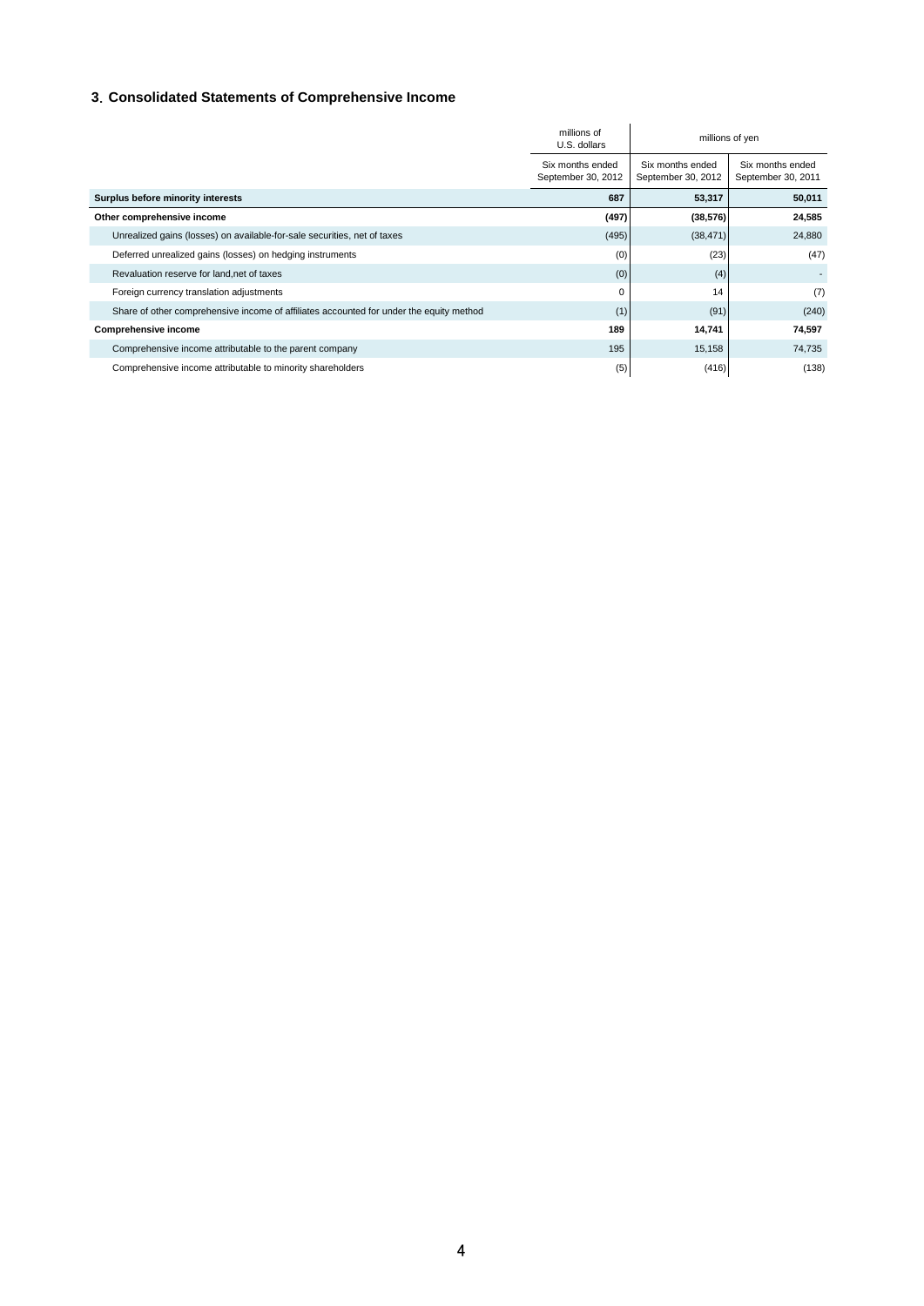## 3. Consolidated Statements of Comprehensive Income

| | millions of U.S. dollars | millions of yen | |
|---|---|---|---|
| | Six months ended September 30, 2012 | Six months ended September 30, 2012 | Six months ended September 30, 2011 |
| **Surplus before minority interests** | **687** | **53,317** | **50,011** |
| **Other comprehensive income** | **(497)** | **(38,576)** | **24,585** |
| Unrealized gains (losses) on available-for-sale securities, net of taxes | (495) | (38,471) | 24,880 |
| Deferred unrealized gains (losses) on hedging instruments | (0) | (23) | (47) |
| Revaluation reserve for land,net of taxes | (0) | (4) | - |
| Foreign currency translation adjustments | 0 | 14 | (7) |
| Share of other comprehensive income of affiliates accounted for under the equity method | (1) | (91) | (240) |
| **Comprehensive income** | **189** | **14,741** | **74,597** |
| Comprehensive income attributable to the parent company | 195 | 15,158 | 74,735 |
| Comprehensive income attributable to minority shareholders | (5) | (416) | (138) |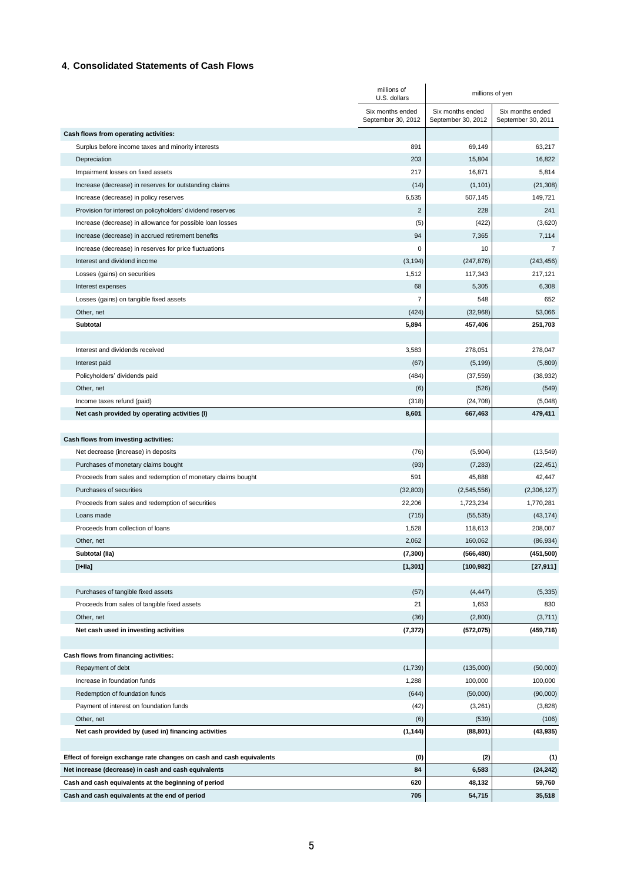## 4. Consolidated Statements of Cash Flows

| | millions of U.S. dollars | millions of yen | |
|---|---|---|---|
| | Six months ended September 30, 2012 | Six months ended September 30, 2012 | Six months ended September 30, 2011 |
| **Cash flows from operating activities:** | | | |
| Surplus before income taxes and minority interests | 891 | 69,149 | 63,217 |
| Depreciation | 203 | 15,804 | 16,822 |
| Impairment losses on fixed assets | 217 | 16,871 | 5,814 |
| Increase (decrease) in reserves for outstanding claims | (14) | (1,101) | (21,308) |
| Increase (decrease) in policy reserves | 6,535 | 507,145 | 149,721 |
| Provision for interest on policyholders' dividend reserves | 2 | 228 | 241 |
| Increase (decrease) in allowance for possible loan losses | (5) | (422) | (3,620) |
| Increase (decrease) in accrued retirement benefits | 94 | 7,365 | 7,114 |
| Increase (decrease) in reserves for price fluctuations | 0 | 10 | 7 |
| Interest and dividend income | (3,194) | (247,876) | (243,456) |
| Losses (gains) on securities | 1,512 | 117,343 | 217,121 |
| Interest expenses | 68 | 5,305 | 6,308 |
| Losses (gains) on tangible fixed assets | 7 | 548 | 652 |
| Other, net | (424) | (32,968) | 53,066 |
| **Subtotal** | **5,894** | **457,406** | **251,703** |
| | | | |
| Interest and dividends received | 3,583 | 278,051 | 278,047 |
| Interest paid | (67) | (5,199) | (5,809) |
| Policyholders' dividends paid | (484) | (37,559) | (38,932) |
| Other, net | (6) | (526) | (549) |
| Income taxes refund (paid) | (318) | (24,708) | (5,048) |
| **Net cash provided by operating activities (I)** | **8,601** | **667,463** | **479,411** |
| | | | |
| **Cash flows from investing activities:** | | | |
| Net decrease (increase) in deposits | (76) | (5,904) | (13,549) |
| Purchases of monetary claims bought | (93) | (7,283) | (22,451) |
| Proceeds from sales and redemption of monetary claims bought | 591 | 45,888 | 42,447 |
| Purchases of securities | (32,803) | (2,545,556) | (2,306,127) |
| Proceeds from sales and redemption of securities | 22,206 | 1,723,234 | 1,770,281 |
| Loans made | (715) | (55,535) | (43,174) |
| Proceeds from collection of loans | 1,528 | 118,613 | 208,007 |
| Other, net | 2,062 | 160,062 | (86,934) |
| **Subtotal (IIa)** | **(7,300)** | **(566,480)** | **(451,500)** |
| **[I+IIa]** | **[1,301]** | **[100,982]** | **[27,911]** |
| | | | |
| Purchases of tangible fixed assets | (57) | (4,447) | (5,335) |
| Proceeds from sales of tangible fixed assets | 21 | 1,653 | 830 |
| Other, net | (36) | (2,800) | (3,711) |
| **Net cash used in investing activities** | **(7,372)** | **(572,075)** | **(459,716)** |
| | | | |
| **Cash flows from financing activities:** | | | |
| Repayment of debt | (1,739) | (135,000) | (50,000) |
| Increase in foundation funds | 1,288 | 100,000 | 100,000 |
| Redemption of foundation funds | (644) | (50,000) | (90,000) |
| Payment of interest on foundation funds | (42) | (3,261) | (3,828) |
| Other, net | (6) | (539) | (106) |
| **Net cash provided by (used in) financing activities** | **(1,144)** | **(88,801)** | **(43,935)** |
| | | | |
| **Effect of foreign exchange rate changes on cash and cash equivalents** | **(0)** | **(2)** | **(1)** |
| **Net increase (decrease) in cash and cash equivalents** | **84** | **6,583** | **(24,242)** |
| **Cash and cash equivalents at the beginning of period** | **620** | **48,132** | **59,760** |
| **Cash and cash equivalents at the end of period** | **705** | **54,715** | **35,518** |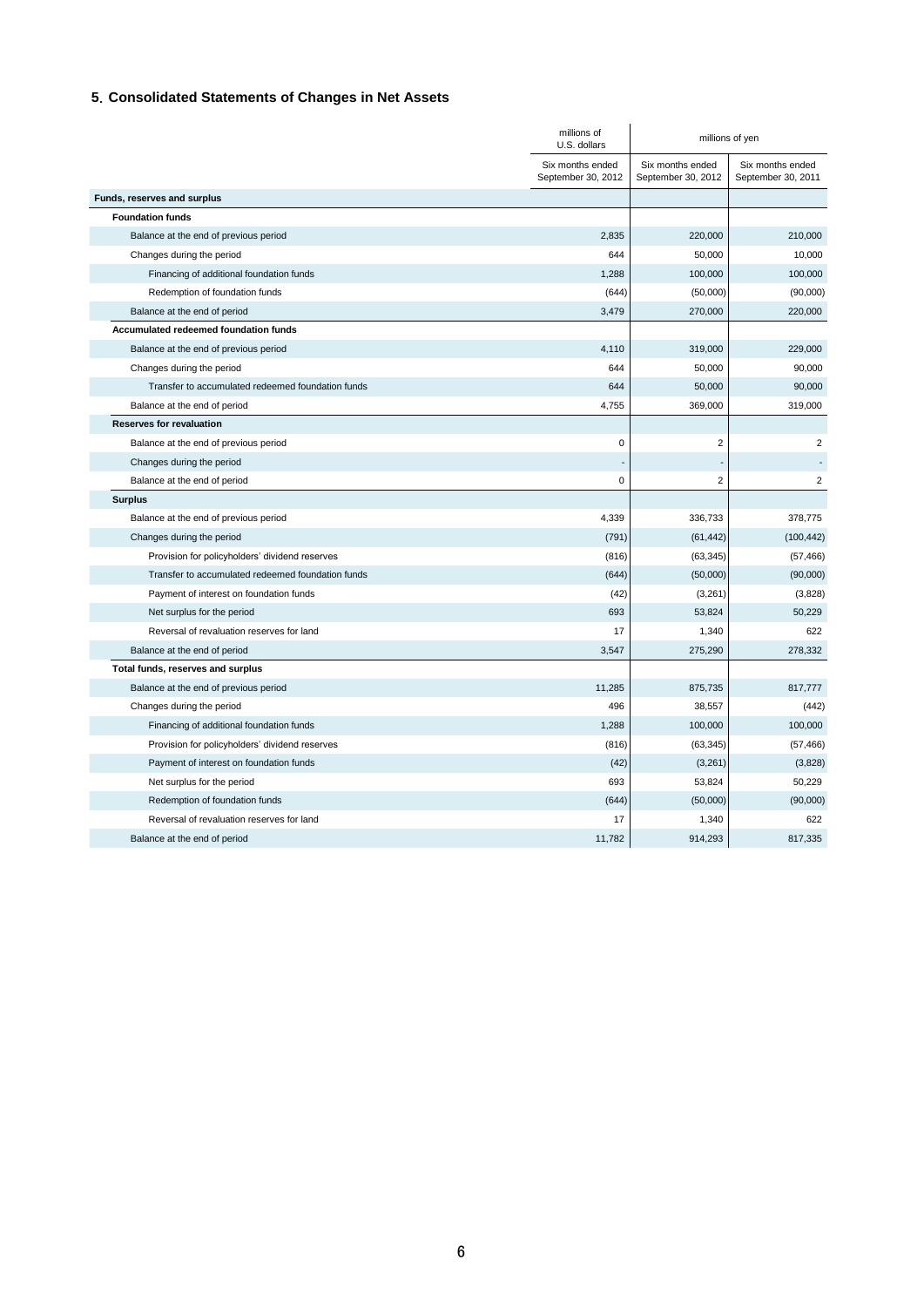## 5. Consolidated Statements of Changes in Net Assets

| | millions of U.S. dollars | millions of yen | |
|---|---|---|---|
| | Six months ended September 30, 2012 | Six months ended September 30, 2012 | Six months ended September 30, 2011 |
| **Funds, reserves and surplus** | | | |
| **Foundation funds** | | | |
| Balance at the end of previous period | 2,835 | 220,000 | 210,000 |
| Changes during the period | 644 | 50,000 | 10,000 |
| Financing of additional foundation funds | 1,288 | 100,000 | 100,000 |
| Redemption of foundation funds | (644) | (50,000) | (90,000) |
| Balance at the end of period | 3,479 | 270,000 | 220,000 |
| **Accumulated redeemed foundation funds** | | | |
| Balance at the end of previous period | 4,110 | 319,000 | 229,000 |
| Changes during the period | 644 | 50,000 | 90,000 |
| Transfer to accumulated redeemed foundation funds | 644 | 50,000 | 90,000 |
| Balance at the end of period | 4,755 | 369,000 | 319,000 |
| **Reserves for revaluation** | | | |
| Balance at the end of previous period | 0 | 2 | 2 |
| Changes during the period | - | - | - |
| Balance at the end of period | 0 | 2 | 2 |
| **Surplus** | | | |
| Balance at the end of previous period | 4,339 | 336,733 | 378,775 |
| Changes during the period | (791) | (61,442) | (100,442) |
| Provision for policyholders' dividend reserves | (816) | (63,345) | (57,466) |
| Transfer to accumulated redeemed foundation funds | (644) | (50,000) | (90,000) |
| Payment of interest on foundation funds | (42) | (3,261) | (3,828) |
| Net surplus for the period | 693 | 53,824 | 50,229 |
| Reversal of revaluation reserves for land | 17 | 1,340 | 622 |
| Balance at the end of period | 3,547 | 275,290 | 278,332 |
| **Total funds, reserves and surplus** | | | |
| Balance at the end of previous period | 11,285 | 875,735 | 817,777 |
| Changes during the period | 496 | 38,557 | (442) |
| Financing of additional foundation funds | 1,288 | 100,000 | 100,000 |
| Provision for policyholders' dividend reserves | (816) | (63,345) | (57,466) |
| Payment of interest on foundation funds | (42) | (3,261) | (3,828) |
| Net surplus for the period | 693 | 53,824 | 50,229 |
| Redemption of foundation funds | (644) | (50,000) | (90,000) |
| Reversal of revaluation reserves for land | 17 | 1,340 | 622 |
| Balance at the end of period | 11,782 | 914,293 | 817,335 |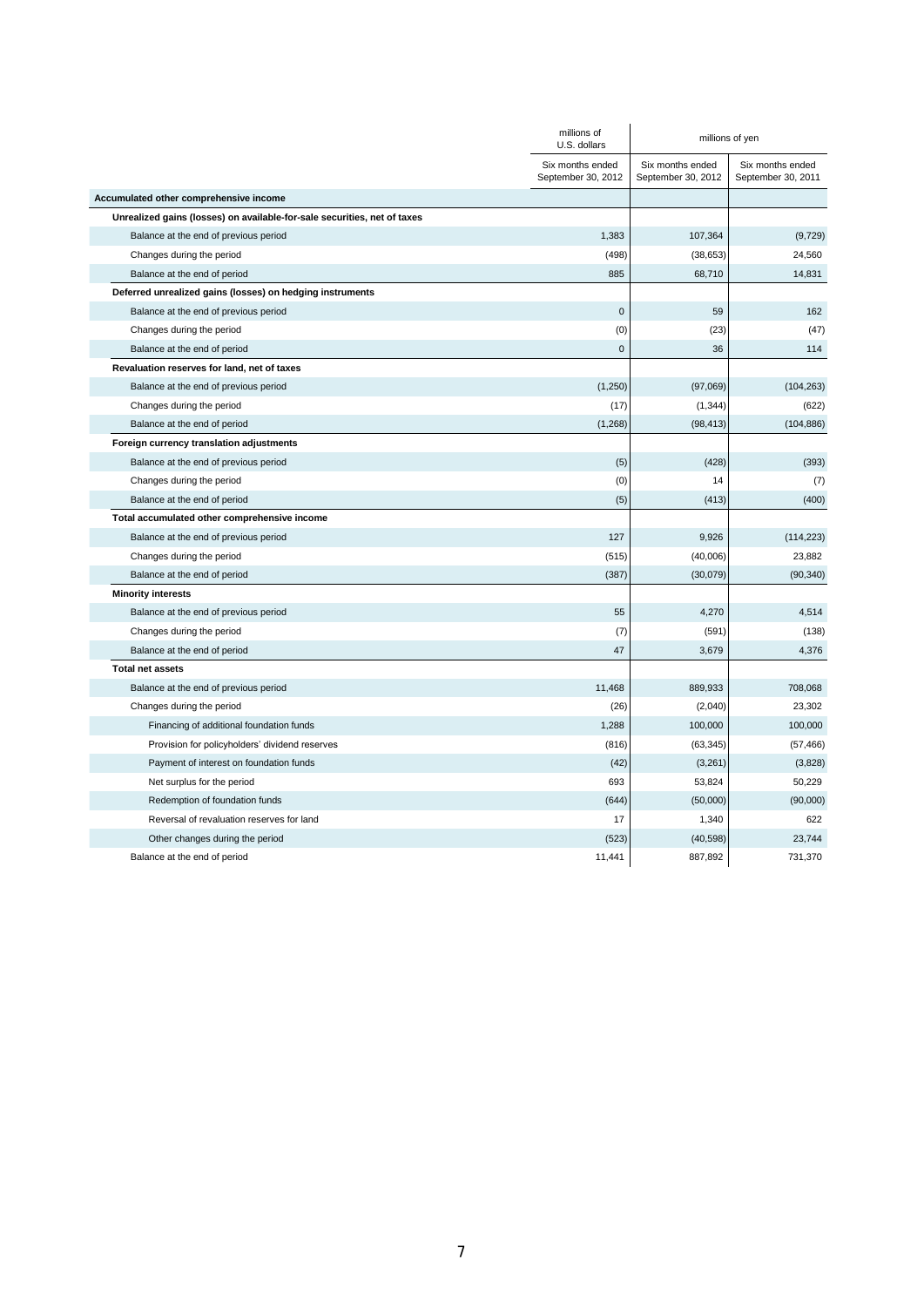| | millions of U.S. dollars | millions of yen | |
|---|---|---|---|
| | Six months ended September 30, 2012 | Six months ended September 30, 2012 | Six months ended September 30, 2011 |
| **Accumulated other comprehensive income** | | | |
| **Unrealized gains (losses) on available-for-sale securities, net of taxes** | | | |
| Balance at the end of previous period | 1,383 | 107,364 | (9,729) |
| Changes during the period | (498) | (38,653) | 24,560 |
| Balance at the end of period | 885 | 68,710 | 14,831 |
| **Deferred unrealized gains (losses) on hedging instruments** | | | |
| Balance at the end of previous period | 0 | 59 | 162 |
| Changes during the period | (0) | (23) | (47) |
| Balance at the end of period | 0 | 36 | 114 |
| **Revaluation reserves for land, net of taxes** | | | |
| Balance at the end of previous period | (1,250) | (97,069) | (104,263) |
| Changes during the period | (17) | (1,344) | (622) |
| Balance at the end of period | (1,268) | (98,413) | (104,886) |
| **Foreign currency translation adjustments** | | | |
| Balance at the end of previous period | (5) | (428) | (393) |
| Changes during the period | (0) | 14 | (7) |
| Balance at the end of period | (5) | (413) | (400) |
| **Total accumulated other comprehensive income** | | | |
| Balance at the end of previous period | 127 | 9,926 | (114,223) |
| Changes during the period | (515) | (40,006) | 23,882 |
| Balance at the end of period | (387) | (30,079) | (90,340) |
| **Minority interests** | | | |
| Balance at the end of previous period | 55 | 4,270 | 4,514 |
| Changes during the period | (7) | (591) | (138) |
| Balance at the end of period | 47 | 3,679 | 4,376 |
| **Total net assets** | | | |
| Balance at the end of previous period | 11,468 | 889,933 | 708,068 |
| Changes during the period | (26) | (2,040) | 23,302 |
| Financing of additional foundation funds | 1,288 | 100,000 | 100,000 |
| Provision for policyholders' dividend reserves | (816) | (63,345) | (57,466) |
| Payment of interest on foundation funds | (42) | (3,261) | (3,828) |
| Net surplus for the period | 693 | 53,824 | 50,229 |
| Redemption of foundation funds | (644) | (50,000) | (90,000) |
| Reversal of revaluation reserves for land | 17 | 1,340 | 622 |
| Other changes during the period | (523) | (40,598) | 23,744 |
| Balance at the end of period | 11,441 | 887,892 | 731,370 |